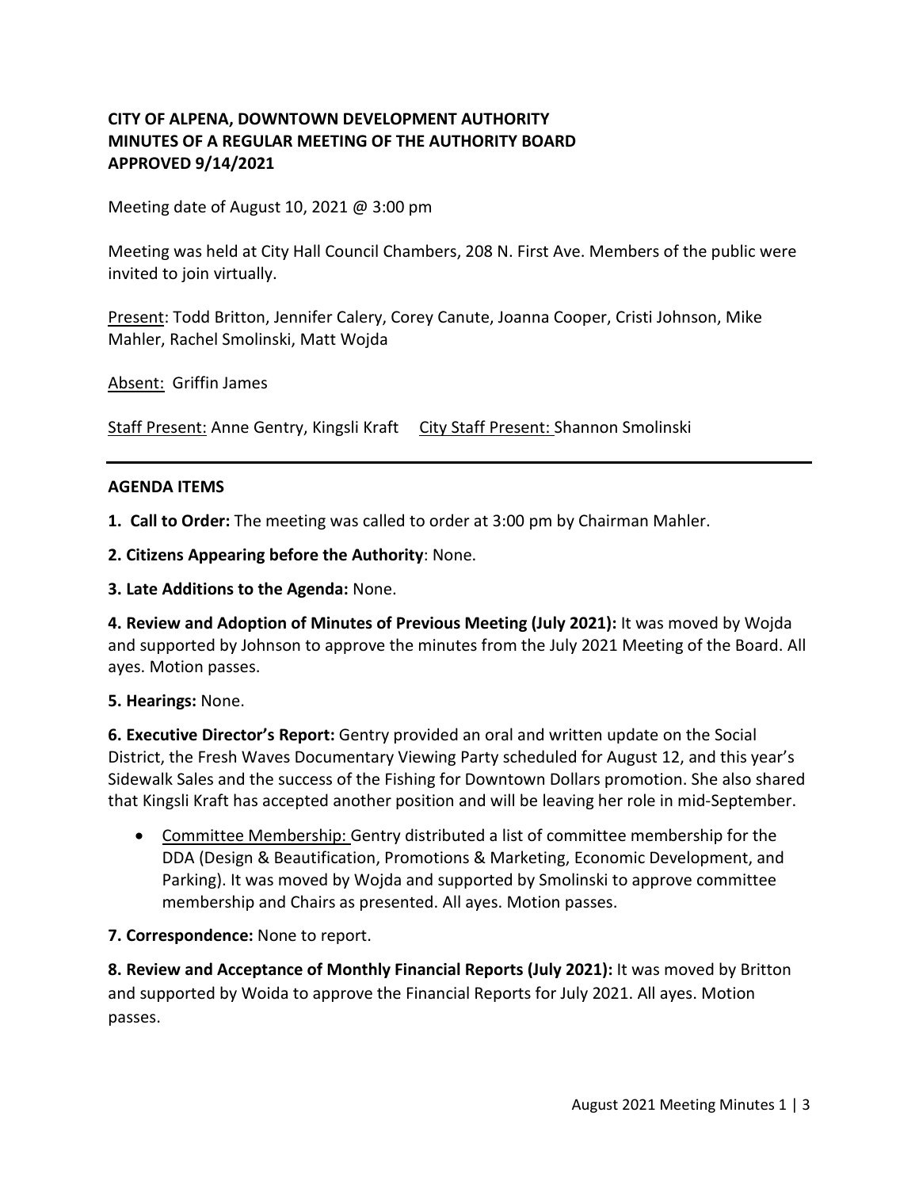**CITY OF ALPENA, DOWNTOWN DEVELOPMENT AUTHORITY**
**MINUTES OF A REGULAR MEETING OF THE AUTHORITY BOARD**
**APPROVED 9/14/2021**

Meeting date of August 10, 2021 @ 3:00 pm

Meeting was held at City Hall Council Chambers, 208 N. First Ave. Members of the public were invited to join virtually.

Present: Todd Britton, Jennifer Calery, Corey Canute, Joanna Cooper, Cristi Johnson, Mike Mahler, Rachel Smolinski, Matt Wojda

Absent: Griffin James

Staff Present: Anne Gentry, Kingsli Kraft     City Staff Present: Shannon Smolinski

---

**AGENDA ITEMS**

**1. Call to Order:** The meeting was called to order at 3:00 pm by Chairman Mahler.

**2. Citizens Appearing before the Authority**: None.

**3. Late Additions to the Agenda:** None.

**4. Review and Adoption of Minutes of Previous Meeting (July 2021):** It was moved by Wojda and supported by Johnson to approve the minutes from the July 2021 Meeting of the Board. All ayes. Motion passes.

**5. Hearings:** None.

**6. Executive Director's Report:** Gentry provided an oral and written update on the Social District, the Fresh Waves Documentary Viewing Party scheduled for August 12, and this year's Sidewalk Sales and the success of the Fishing for Downtown Dollars promotion. She also shared that Kingsli Kraft has accepted another position and will be leaving her role in mid-September.

- Committee Membership: Gentry distributed a list of committee membership for the DDA (Design & Beautification, Promotions & Marketing, Economic Development, and Parking). It was moved by Wojda and supported by Smolinski to approve committee membership and Chairs as presented. All ayes. Motion passes.

**7. Correspondence:** None to report.

**8. Review and Acceptance of Monthly Financial Reports (July 2021):** It was moved by Britton and supported by Woida to approve the Financial Reports for July 2021. All ayes. Motion passes.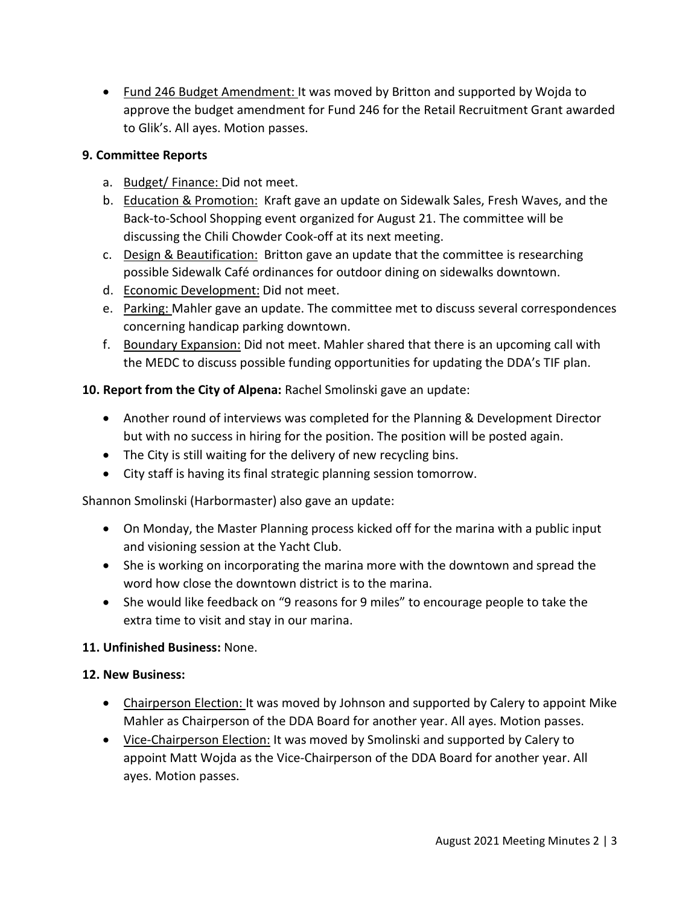- Fund 246 Budget Amendment: It was moved by Britton and supported by Wojda to approve the budget amendment for Fund 246 for the Retail Recruitment Grant awarded to Glik's. All ayes. Motion passes.

**9. Committee Reports**

a. Budget/ Finance: Did not meet.
b. Education & Promotion: Kraft gave an update on Sidewalk Sales, Fresh Waves, and the Back-to-School Shopping event organized for August 21. The committee will be discussing the Chili Chowder Cook-off at its next meeting.
c. Design & Beautification: Britton gave an update that the committee is researching possible Sidewalk Café ordinances for outdoor dining on sidewalks downtown.
d. Economic Development: Did not meet.
e. Parking: Mahler gave an update. The committee met to discuss several correspondences concerning handicap parking downtown.
f. Boundary Expansion: Did not meet. Mahler shared that there is an upcoming call with the MEDC to discuss possible funding opportunities for updating the DDA's TIF plan.

**10. Report from the City of Alpena:** Rachel Smolinski gave an update:

- Another round of interviews was completed for the Planning & Development Director but with no success in hiring for the position. The position will be posted again.
- The City is still waiting for the delivery of new recycling bins.
- City staff is having its final strategic planning session tomorrow.

Shannon Smolinski (Harbormaster) also gave an update:

- On Monday, the Master Planning process kicked off for the marina with a public input and visioning session at the Yacht Club.
- She is working on incorporating the marina more with the downtown and spread the word how close the downtown district is to the marina.
- She would like feedback on "9 reasons for 9 miles" to encourage people to take the extra time to visit and stay in our marina.

**11. Unfinished Business:** None.

**12. New Business:**

- Chairperson Election: It was moved by Johnson and supported by Calery to appoint Mike Mahler as Chairperson of the DDA Board for another year. All ayes. Motion passes.
- Vice-Chairperson Election: It was moved by Smolinski and supported by Calery to appoint Matt Wojda as the Vice-Chairperson of the DDA Board for another year. All ayes. Motion passes.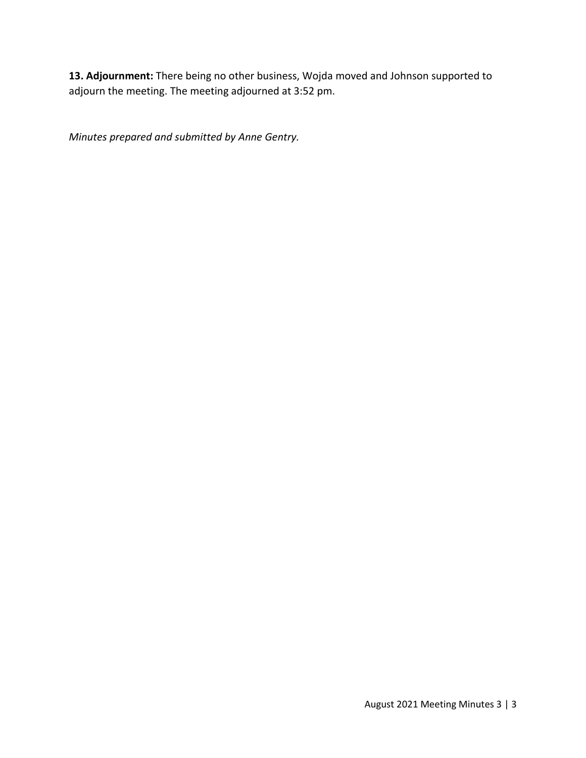**13. Adjournment:** There being no other business, Wojda moved and Johnson supported to adjourn the meeting. The meeting adjourned at 3:52 pm.

*Minutes prepared and submitted by Anne Gentry.*